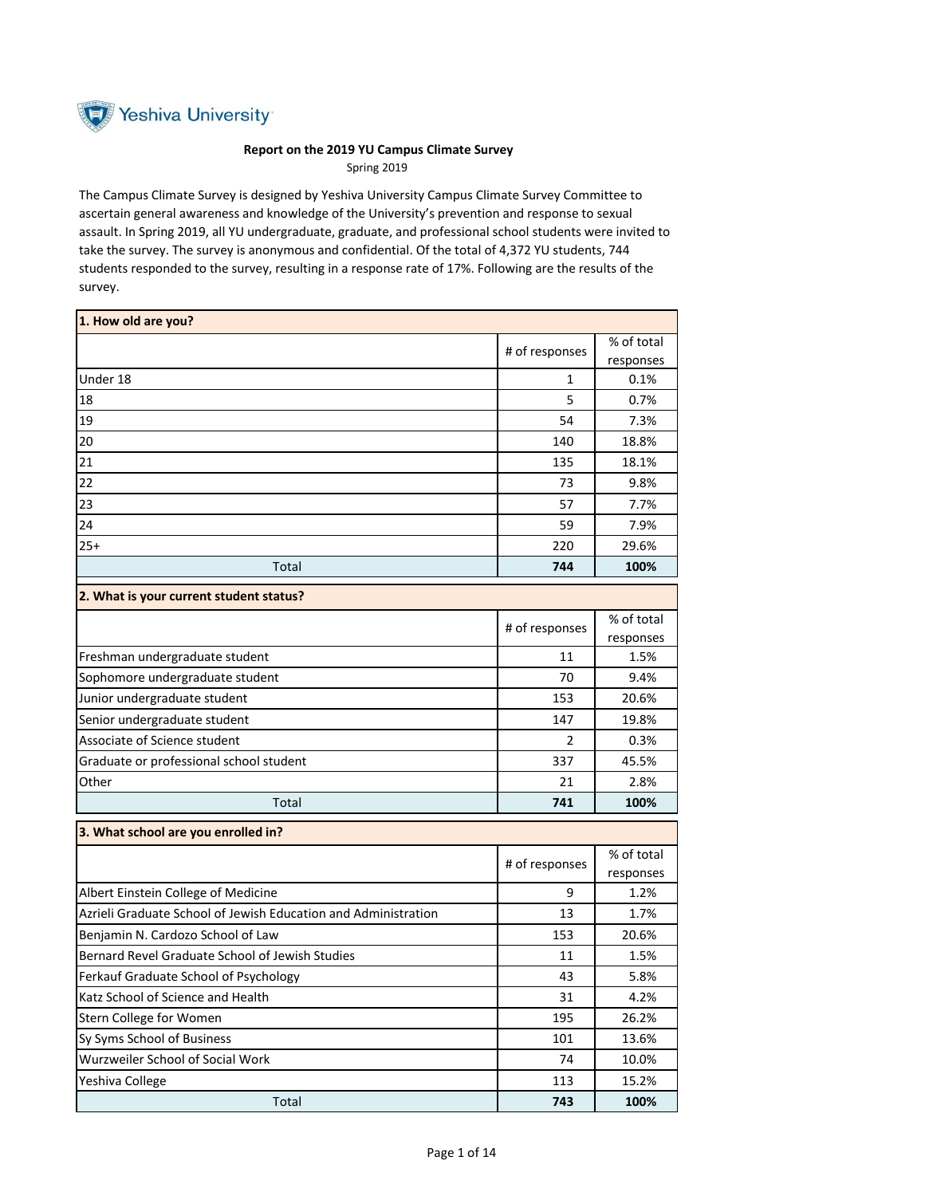Yeshiva University

**Report on the 2019 YU Campus Climate Survey**

Spring 2019

The Campus Climate Survey is designed by Yeshiva University Campus Climate Survey Committee to ascertain general awareness and knowledge of the University's prevention and response to sexual assault. In Spring 2019, all YU undergraduate, graduate, and professional school students were invited to take the survey. The survey is anonymous and confidential. Of the total of 4,372 YU students, 744 students responded to the survey, resulting in a response rate of 17%. Following are the results of the survey.

**1. How old are you?**

| | # of responses | % of total responses |
|---|---|---|
| Under 18 | 1 | 0.1% |
| 18 | 5 | 0.7% |
| 19 | 54 | 7.3% |
| 20 | 140 | 18.8% |
| 21 | 135 | 18.1% |
| 22 | 73 | 9.8% |
| 23 | 57 | 7.7% |
| 24 | 59 | 7.9% |
| 25+ | 220 | 29.6% |
| Total | **744** | **100%** |

**2. What is your current student status?**

| | # of responses | % of total responses |
|---|---|---|
| Freshman undergraduate student | 11 | 1.5% |
| Sophomore undergraduate student | 70 | 9.4% |
| Junior undergraduate student | 153 | 20.6% |
| Senior undergraduate student | 147 | 19.8% |
| Associate of Science student | 2 | 0.3% |
| Graduate or professional school student | 337 | 45.5% |
| Other | 21 | 2.8% |
| Total | **741** | **100%** |

**3. What school are you enrolled in?**

| | # of responses | % of total responses |
|---|---|---|
| Albert Einstein College of Medicine | 9 | 1.2% |
| Azrieli Graduate School of Jewish Education and Administration | 13 | 1.7% |
| Benjamin N. Cardozo School of Law | 153 | 20.6% |
| Bernard Revel Graduate School of Jewish Studies | 11 | 1.5% |
| Ferkauf Graduate School of Psychology | 43 | 5.8% |
| Katz School of Science and Health | 31 | 4.2% |
| Stern College for Women | 195 | 26.2% |
| Sy Syms School of Business | 101 | 13.6% |
| Wurzweiler School of Social Work | 74 | 10.0% |
| Yeshiva College | 113 | 15.2% |
| Total | **743** | **100%** |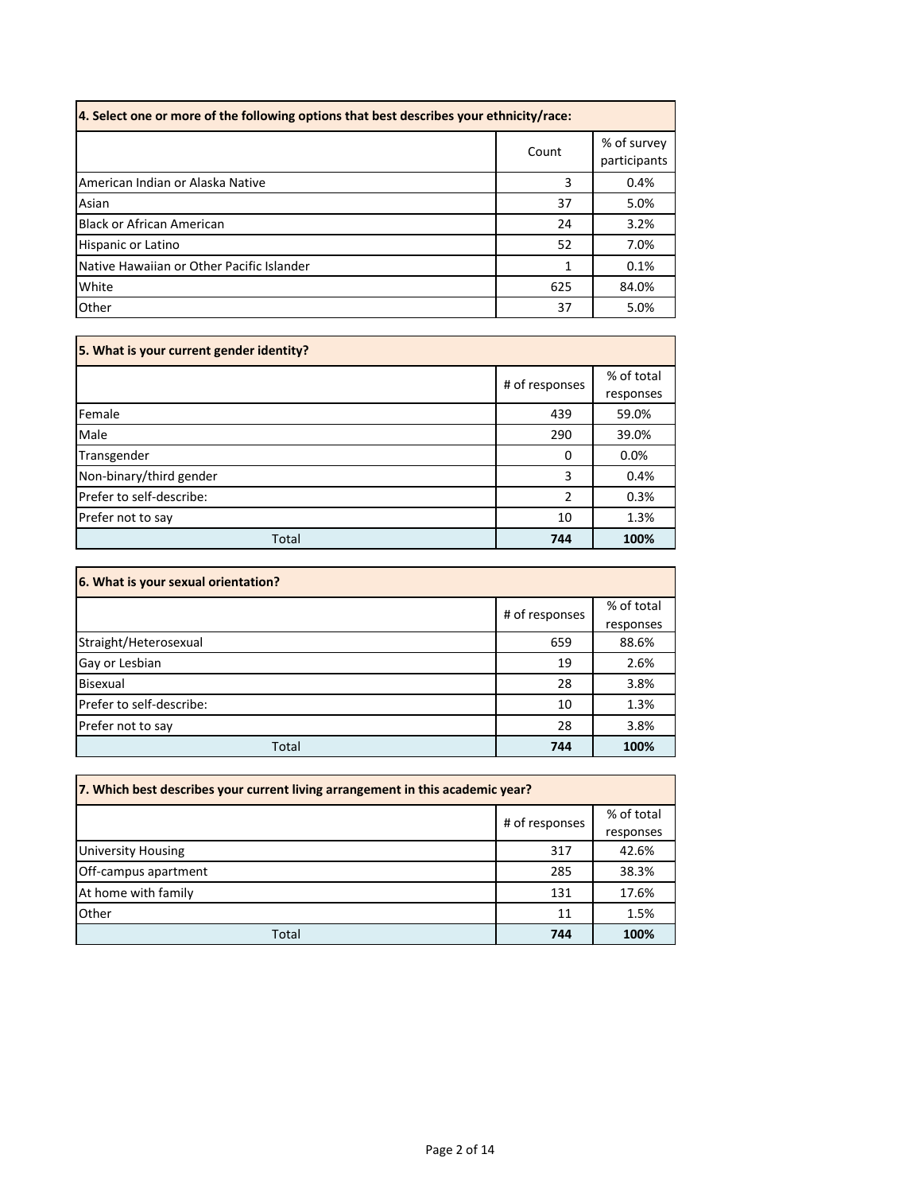| 4. Select one or more of the following options that best describes your ethnicity/race: | | |
|---|---|---|
| | Count | % of survey participants |
| American Indian or Alaska Native | 3 | 0.4% |
| Asian | 37 | 5.0% |
| Black or African American | 24 | 3.2% |
| Hispanic or Latino | 52 | 7.0% |
| Native Hawaiian or Other Pacific Islander | 1 | 0.1% |
| White | 625 | 84.0% |
| Other | 37 | 5.0% |

| 5. What is your current gender identity? | | |
|---|---|---|
| | # of responses | % of total responses |
| Female | 439 | 59.0% |
| Male | 290 | 39.0% |
| Transgender | 0 | 0.0% |
| Non-binary/third gender | 3 | 0.4% |
| Prefer to self-describe: | 2 | 0.3% |
| Prefer not to say | 10 | 1.3% |
| Total | **744** | **100%** |

| 6. What is your sexual orientation? | | |
|---|---|---|
| | # of responses | % of total responses |
| Straight/Heterosexual | 659 | 88.6% |
| Gay or Lesbian | 19 | 2.6% |
| Bisexual | 28 | 3.8% |
| Prefer to self-describe: | 10 | 1.3% |
| Prefer not to say | 28 | 3.8% |
| Total | **744** | **100%** |

| 7. Which best describes your current living arrangement in this academic year? | | |
|---|---|---|
| | # of responses | % of total responses |
| University Housing | 317 | 42.6% |
| Off-campus apartment | 285 | 38.3% |
| At home with family | 131 | 17.6% |
| Other | 11 | 1.5% |
| Total | **744** | **100%** |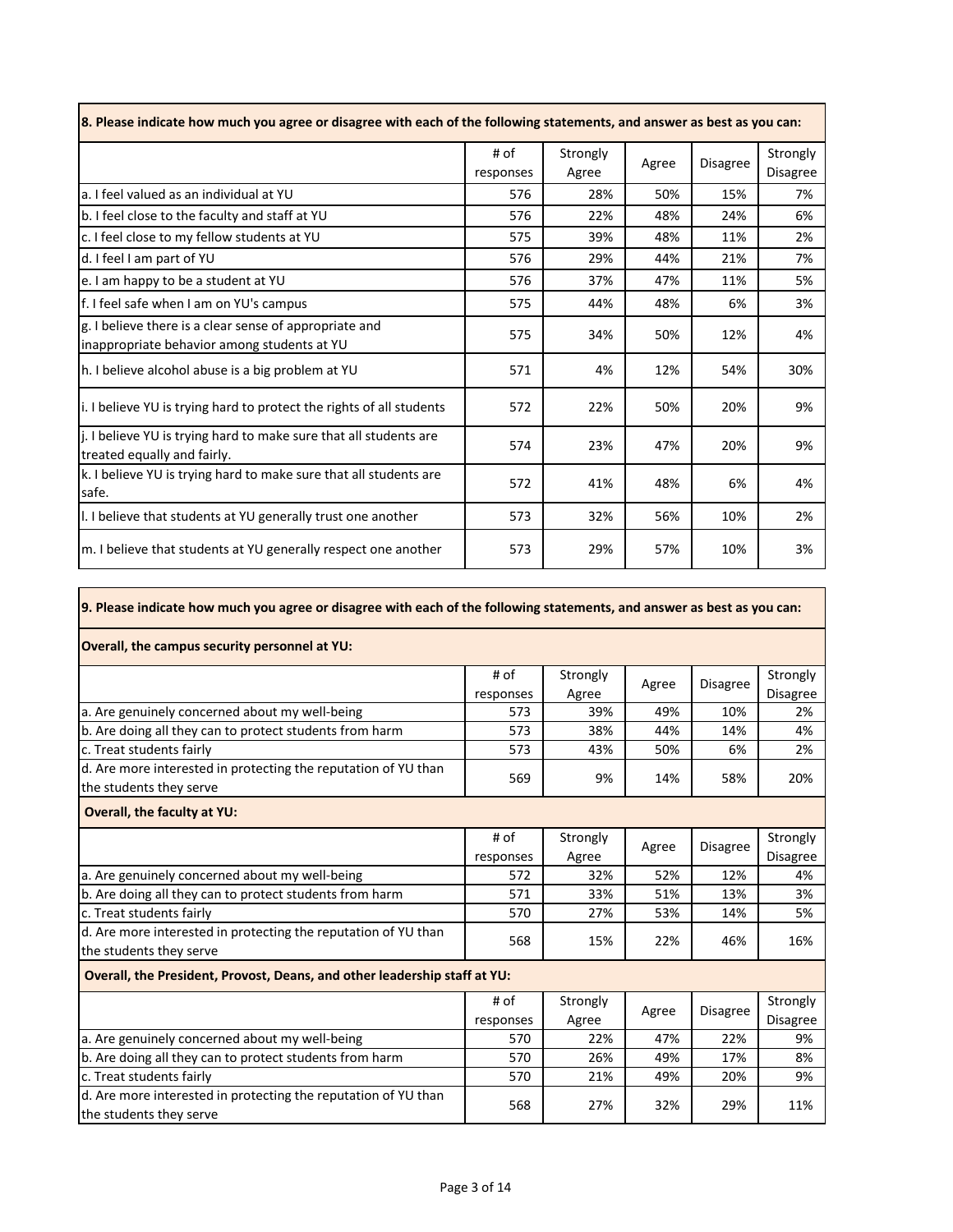**8. Please indicate how much you agree or disagree with each of the following statements, and answer as best as you can:**

| | # of responses | Strongly Agree | Agree | Disagree | Strongly Disagree |
|---|---|---|---|---|---|
| a. I feel valued as an individual at YU | 576 | 28% | 50% | 15% | 7% |
| b. I feel close to the faculty and staff at YU | 576 | 22% | 48% | 24% | 6% |
| c. I feel close to my fellow students at YU | 575 | 39% | 48% | 11% | 2% |
| d. I feel I am part of YU | 576 | 29% | 44% | 21% | 7% |
| e. I am happy to be a student at YU | 576 | 37% | 47% | 11% | 5% |
| f. I feel safe when I am on YU's campus | 575 | 44% | 48% | 6% | 3% |
| g. I believe there is a clear sense of appropriate and inappropriate behavior among students at YU | 575 | 34% | 50% | 12% | 4% |
| h. I believe alcohol abuse is a big problem at YU | 571 | 4% | 12% | 54% | 30% |
| i. I believe YU is trying hard to protect the rights of all students | 572 | 22% | 50% | 20% | 9% |
| j. I believe YU is trying hard to make sure that all students are treated equally and fairly. | 574 | 23% | 47% | 20% | 9% |
| k. I believe YU is trying hard to make sure that all students are safe. | 572 | 41% | 48% | 6% | 4% |
| l. I believe that students at YU generally trust one another | 573 | 32% | 56% | 10% | 2% |
| m. I believe that students at YU generally respect one another | 573 | 29% | 57% | 10% | 3% |

**9. Please indicate how much you agree or disagree with each of the following statements, and answer as best as you can:**

**Overall, the campus security personnel at YU:**

| | # of responses | Strongly Agree | Agree | Disagree | Strongly Disagree |
|---|---|---|---|---|---|
| a. Are genuinely concerned about my well-being | 573 | 39% | 49% | 10% | 2% |
| b. Are doing all they can to protect students from harm | 573 | 38% | 44% | 14% | 4% |
| c. Treat students fairly | 573 | 43% | 50% | 6% | 2% |
| d. Are more interested in protecting the reputation of YU than the students they serve | 569 | 9% | 14% | 58% | 20% |

**Overall, the faculty at YU:**

| | # of responses | Strongly Agree | Agree | Disagree | Strongly Disagree |
|---|---|---|---|---|---|
| a. Are genuinely concerned about my well-being | 572 | 32% | 52% | 12% | 4% |
| b. Are doing all they can to protect students from harm | 571 | 33% | 51% | 13% | 3% |
| c. Treat students fairly | 570 | 27% | 53% | 14% | 5% |
| d. Are more interested in protecting the reputation of YU than the students they serve | 568 | 15% | 22% | 46% | 16% |

**Overall, the President, Provost, Deans, and other leadership staff at YU:**

| | # of responses | Strongly Agree | Agree | Disagree | Strongly Disagree |
|---|---|---|---|---|---|
| a. Are genuinely concerned about my well-being | 570 | 22% | 47% | 22% | 9% |
| b. Are doing all they can to protect students from harm | 570 | 26% | 49% | 17% | 8% |
| c. Treat students fairly | 570 | 21% | 49% | 20% | 9% |
| d. Are more interested in protecting the reputation of YU than the students they serve | 568 | 27% | 32% | 29% | 11% |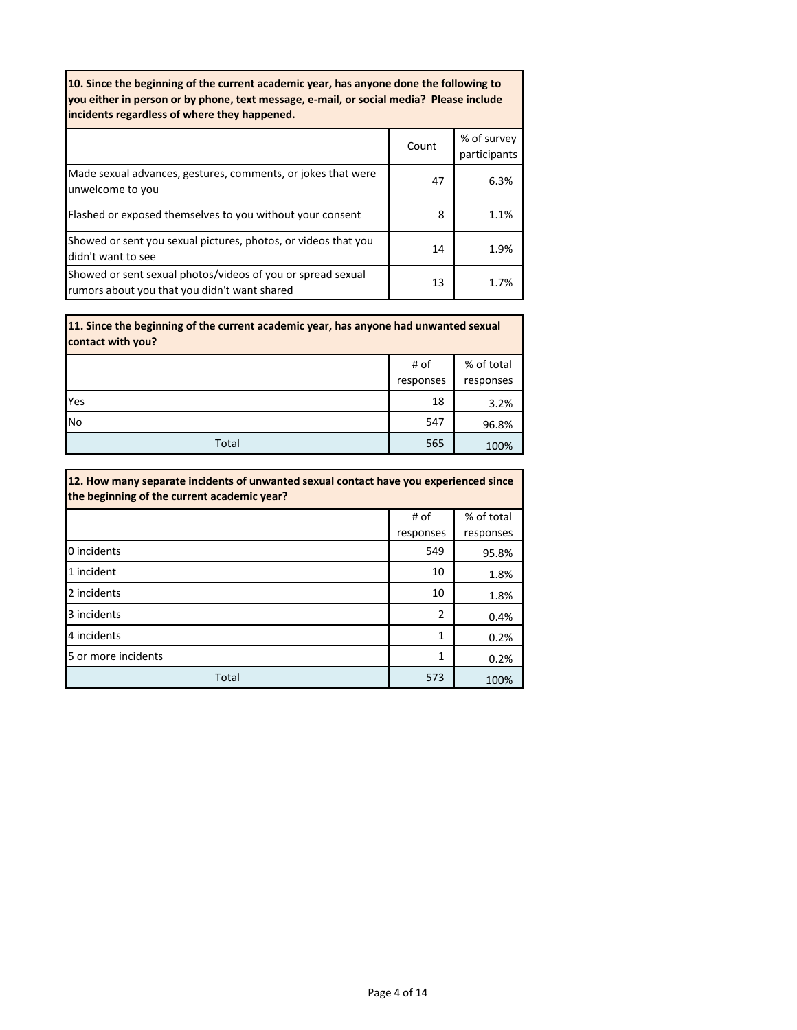**10. Since the beginning of the current academic year, has anyone done the following to you either in person or by phone, text message, e-mail, or social media? Please include incidents regardless of where they happened.**

| | Count | % of survey participants |
|---|---|---|
| Made sexual advances, gestures, comments, or jokes that were unwelcome to you | 47 | 6.3% |
| Flashed or exposed themselves to you without your consent | 8 | 1.1% |
| Showed or sent you sexual pictures, photos, or videos that you didn't want to see | 14 | 1.9% |
| Showed or sent sexual photos/videos of you or spread sexual rumors about you that you didn't want shared | 13 | 1.7% |

**11. Since the beginning of the current academic year, has anyone had unwanted sexual contact with you?**

| | # of responses | % of total responses |
|---|---|---|
| Yes | 18 | 3.2% |
| No | 547 | 96.8% |
| Total | 565 | 100% |

**12. How many separate incidents of unwanted sexual contact have you experienced since the beginning of the current academic year?**

| | # of responses | % of total responses |
|---|---|---|
| 0 incidents | 549 | 95.8% |
| 1 incident | 10 | 1.8% |
| 2 incidents | 10 | 1.8% |
| 3 incidents | 2 | 0.4% |
| 4 incidents | 1 | 0.2% |
| 5 or more incidents | 1 | 0.2% |
| Total | 573 | 100% |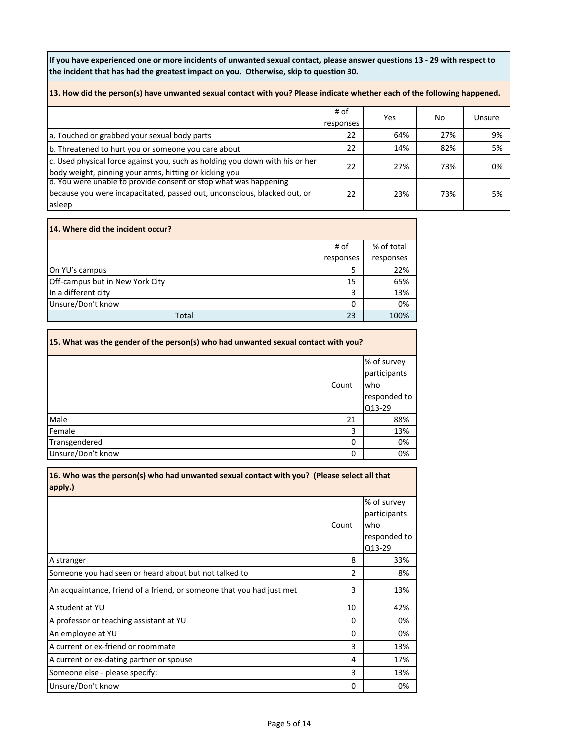**If you have experienced one or more incidents of unwanted sexual contact, please answer questions 13 - 29 with respect to the incident that has had the greatest impact on you. Otherwise, skip to question 30.**

**13. How did the person(s) have unwanted sexual contact with you? Please indicate whether each of the following happened.**

| | # of responses | Yes | No | Unsure |
|---|---|---|---|---|
| a. Touched or grabbed your sexual body parts | 22 | 64% | 27% | 9% |
| b. Threatened to hurt you or someone you care about | 22 | 14% | 82% | 5% |
| c. Used physical force against you, such as holding you down with his or her body weight, pinning your arms, hitting or kicking you | 22 | 27% | 73% | 0% |
| d. You were unable to provide consent or stop what was happening because you were incapacitated, passed out, unconscious, blacked out, or asleep | 22 | 23% | 73% | 5% |

**14. Where did the incident occur?**

| | # of responses | % of total responses |
|---|---|---|
| On YU's campus | 5 | 22% |
| Off-campus but in New York City | 15 | 65% |
| In a different city | 3 | 13% |
| Unsure/Don't know | 0 | 0% |
| Total | 23 | 100% |

**15. What was the gender of the person(s) who had unwanted sexual contact with you?**

| | Count | % of survey participants who responded to Q13-29 |
|---|---|---|
| Male | 21 | 88% |
| Female | 3 | 13% |
| Transgendered | 0 | 0% |
| Unsure/Don't know | 0 | 0% |

**16. Who was the person(s) who had unwanted sexual contact with you? (Please select all that apply.)**

| | Count | % of survey participants who responded to Q13-29 |
|---|---|---|
| A stranger | 8 | 33% |
| Someone you had seen or heard about but not talked to | 2 | 8% |
| An acquaintance, friend of a friend, or someone that you had just met | 3 | 13% |
| A student at YU | 10 | 42% |
| A professor or teaching assistant at YU | 0 | 0% |
| An employee at YU | 0 | 0% |
| A current or ex-friend or roommate | 3 | 13% |
| A current or ex-dating partner or spouse | 4 | 17% |
| Someone else - please specify: | 3 | 13% |
| Unsure/Don't know | 0 | 0% |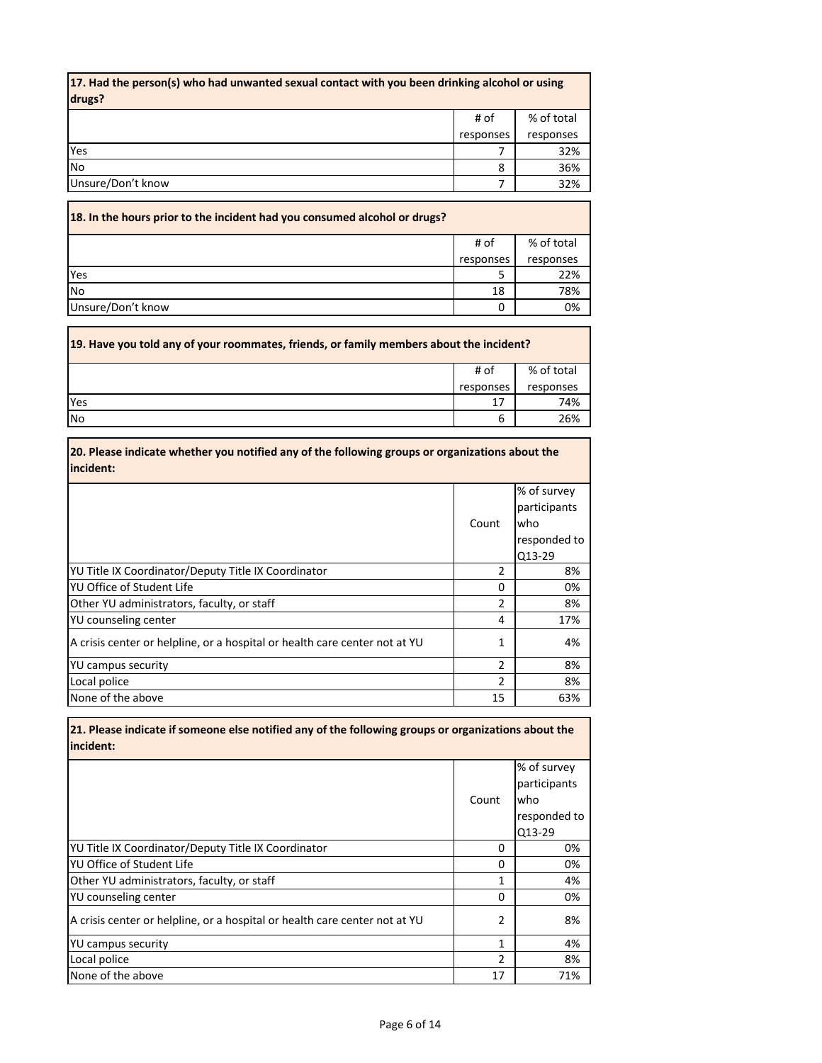**17. Had the person(s) who had unwanted sexual contact with you been drinking alcohol or using drugs?**

| | # of responses | % of total responses |
|---|---|---|
| Yes | 7 | 32% |
| No | 8 | 36% |
| Unsure/Don't know | 7 | 32% |

**18. In the hours prior to the incident had you consumed alcohol or drugs?**

| | # of responses | % of total responses |
|---|---|---|
| Yes | 5 | 22% |
| No | 18 | 78% |
| Unsure/Don't know | 0 | 0% |

**19. Have you told any of your roommates, friends, or family members about the incident?**

| | # of responses | % of total responses |
|---|---|---|
| Yes | 17 | 74% |
| No | 6 | 26% |

**20. Please indicate whether you notified any of the following groups or organizations about the incident:**

| | Count | % of survey participants who responded to Q13-29 |
|---|---|---|
| YU Title IX Coordinator/Deputy Title IX Coordinator | 2 | 8% |
| YU Office of Student Life | 0 | 0% |
| Other YU administrators, faculty, or staff | 2 | 8% |
| YU counseling center | 4 | 17% |
| A crisis center or helpline, or a hospital or health care center not at YU | 1 | 4% |
| YU campus security | 2 | 8% |
| Local police | 2 | 8% |
| None of the above | 15 | 63% |

**21. Please indicate if someone else notified any of the following groups or organizations about the incident:**

| | Count | % of survey participants who responded to Q13-29 |
|---|---|---|
| YU Title IX Coordinator/Deputy Title IX Coordinator | 0 | 0% |
| YU Office of Student Life | 0 | 0% |
| Other YU administrators, faculty, or staff | 1 | 4% |
| YU counseling center | 0 | 0% |
| A crisis center or helpline, or a hospital or health care center not at YU | 2 | 8% |
| YU campus security | 1 | 4% |
| Local police | 2 | 8% |
| None of the above | 17 | 71% |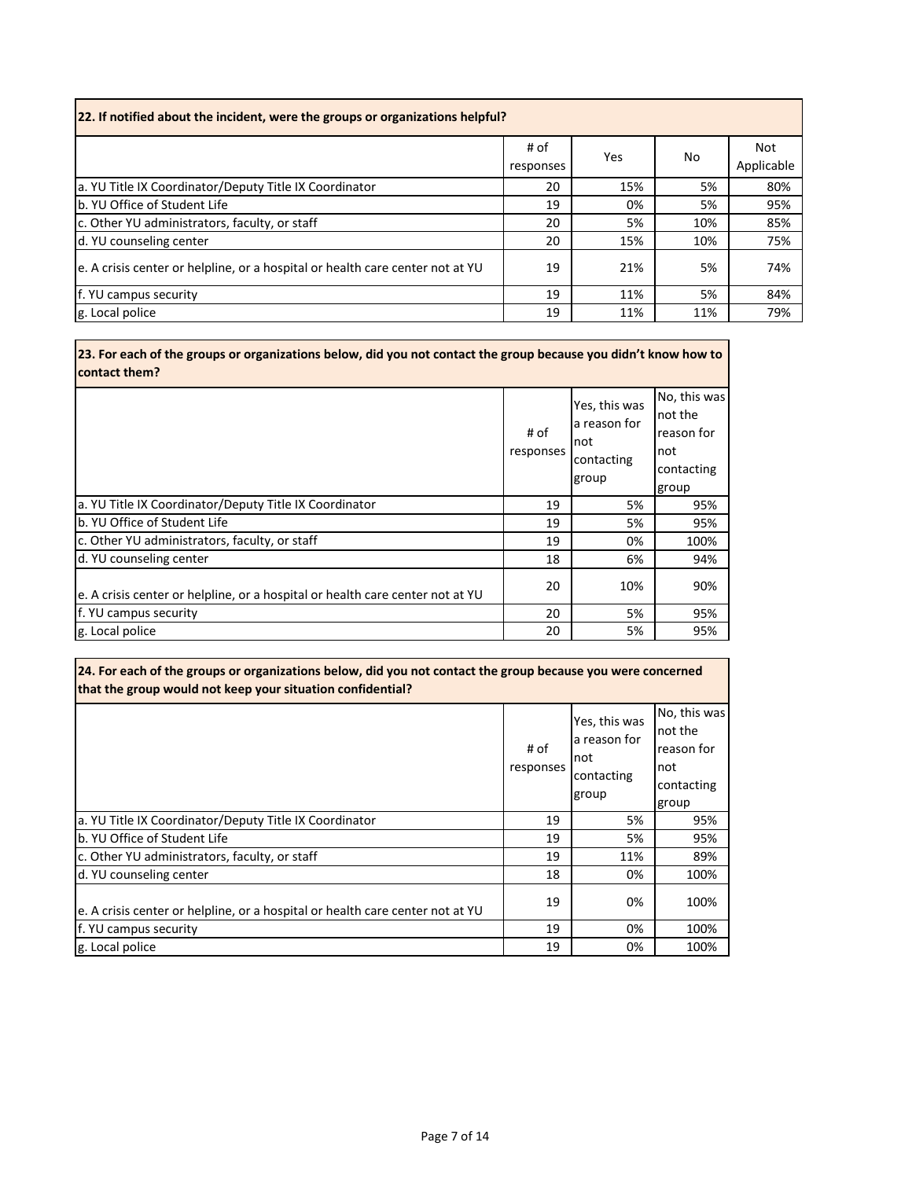| 22. If notified about the incident, were the groups or organizations helpful? | | | | |
|---|---|---|---|---|
| | # of responses | Yes | No | Not Applicable |
| a. YU Title IX Coordinator/Deputy Title IX Coordinator | 20 | 15% | 5% | 80% |
| b. YU Office of Student Life | 19 | 0% | 5% | 95% |
| c. Other YU administrators, faculty, or staff | 20 | 5% | 10% | 85% |
| d. YU counseling center | 20 | 15% | 10% | 75% |
| e. A crisis center or helpline, or a hospital or health care center not at YU | 19 | 21% | 5% | 74% |
| f. YU campus security | 19 | 11% | 5% | 84% |
| g. Local police | 19 | 11% | 11% | 79% |

| 23. For each of the groups or organizations below, did you not contact the group because you didn't know how to contact them? | | | |
|---|---|---|---|
| | # of responses | Yes, this was a reason for not contacting group | No, this was not the reason for not contacting group |
| a. YU Title IX Coordinator/Deputy Title IX Coordinator | 19 | 5% | 95% |
| b. YU Office of Student Life | 19 | 5% | 95% |
| c. Other YU administrators, faculty, or staff | 19 | 0% | 100% |
| d. YU counseling center | 18 | 6% | 94% |
| e. A crisis center or helpline, or a hospital or health care center not at YU | 20 | 10% | 90% |
| f. YU campus security | 20 | 5% | 95% |
| g. Local police | 20 | 5% | 95% |

| 24. For each of the groups or organizations below, did you not contact the group because you were concerned that the group would not keep your situation confidential? | | | |
|---|---|---|---|
| | # of responses | Yes, this was a reason for not contacting group | No, this was not the reason for not contacting group |
| a. YU Title IX Coordinator/Deputy Title IX Coordinator | 19 | 5% | 95% |
| b. YU Office of Student Life | 19 | 5% | 95% |
| c. Other YU administrators, faculty, or staff | 19 | 11% | 89% |
| d. YU counseling center | 18 | 0% | 100% |
| e. A crisis center or helpline, or a hospital or health care center not at YU | 19 | 0% | 100% |
| f. YU campus security | 19 | 0% | 100% |
| g. Local police | 19 | 0% | 100% |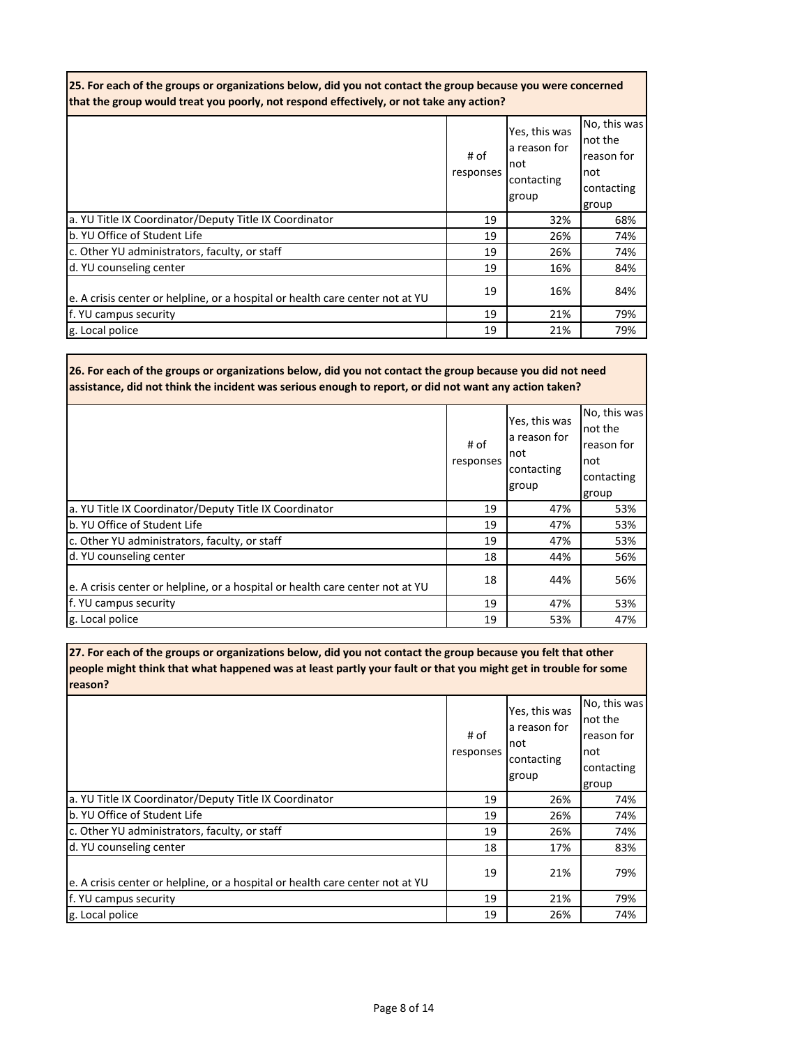**25. For each of the groups or organizations below, did you not contact the group because you were concerned that the group would treat you poorly, not respond effectively, or not take any action?**

| | # of responses | Yes, this was a reason for not contacting group | No, this was not the reason for not contacting group |
|---|---|---|---|
| a. YU Title IX Coordinator/Deputy Title IX Coordinator | 19 | 32% | 68% |
| b. YU Office of Student Life | 19 | 26% | 74% |
| c. Other YU administrators, faculty, or staff | 19 | 26% | 74% |
| d. YU counseling center | 19 | 16% | 84% |
| e. A crisis center or helpline, or a hospital or health care center not at YU | 19 | 16% | 84% |
| f. YU campus security | 19 | 21% | 79% |
| g. Local police | 19 | 21% | 79% |

**26. For each of the groups or organizations below, did you not contact the group because you did not need assistance, did not think the incident was serious enough to report, or did not want any action taken?**

| | # of responses | Yes, this was a reason for not contacting group | No, this was not the reason for not contacting group |
|---|---|---|---|
| a. YU Title IX Coordinator/Deputy Title IX Coordinator | 19 | 47% | 53% |
| b. YU Office of Student Life | 19 | 47% | 53% |
| c. Other YU administrators, faculty, or staff | 19 | 47% | 53% |
| d. YU counseling center | 18 | 44% | 56% |
| e. A crisis center or helpline, or a hospital or health care center not at YU | 18 | 44% | 56% |
| f. YU campus security | 19 | 47% | 53% |
| g. Local police | 19 | 53% | 47% |

**27. For each of the groups or organizations below, did you not contact the group because you felt that other people might think that what happened was at least partly your fault or that you might get in trouble for some reason?**

| | # of responses | Yes, this was a reason for not contacting group | No, this was not the reason for not contacting group |
|---|---|---|---|
| a. YU Title IX Coordinator/Deputy Title IX Coordinator | 19 | 26% | 74% |
| b. YU Office of Student Life | 19 | 26% | 74% |
| c. Other YU administrators, faculty, or staff | 19 | 26% | 74% |
| d. YU counseling center | 18 | 17% | 83% |
| e. A crisis center or helpline, or a hospital or health care center not at YU | 19 | 21% | 79% |
| f. YU campus security | 19 | 21% | 79% |
| g. Local police | 19 | 26% | 74% |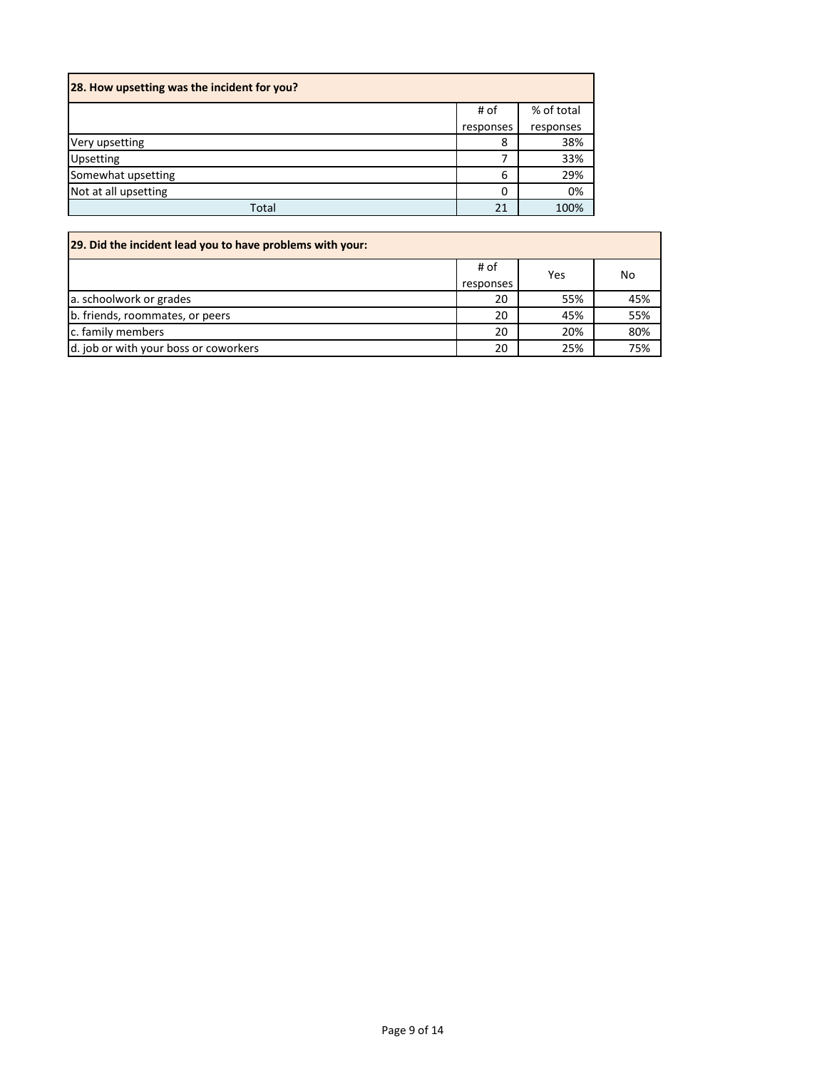**28. How upsetting was the incident for you?**

| | # of responses | % of total responses |
|---|---|---|
| Very upsetting | 8 | 38% |
| Upsetting | 7 | 33% |
| Somewhat upsetting | 6 | 29% |
| Not at all upsetting | 0 | 0% |
| Total | 21 | 100% |

**29. Did the incident lead you to have problems with your:**

| | # of responses | Yes | No |
|---|---|---|---|
| a. schoolwork or grades | 20 | 55% | 45% |
| b. friends, roommates, or peers | 20 | 45% | 55% |
| c. family members | 20 | 20% | 80% |
| d. job or with your boss or coworkers | 20 | 25% | 75% |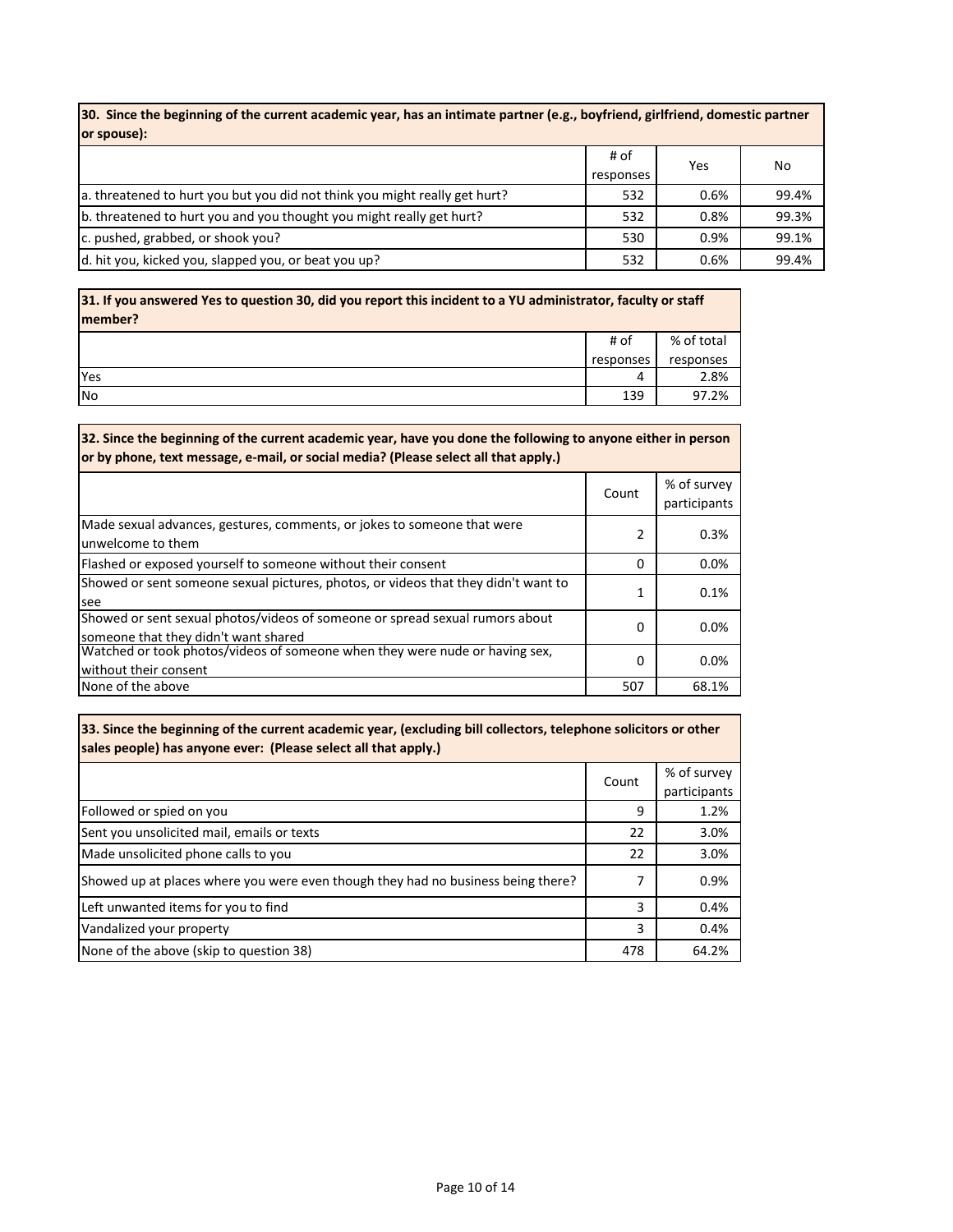| 30. Since the beginning of the current academic year, has an intimate partner (e.g., boyfriend, girlfriend, domestic partner or spouse): | | | |
|---|---|---|---|
| | # of responses | Yes | No |
| a. threatened to hurt you but you did not think you might really get hurt? | 532 | 0.6% | 99.4% |
| b. threatened to hurt you and you thought you might really get hurt? | 532 | 0.8% | 99.3% |
| c. pushed, grabbed, or shook you? | 530 | 0.9% | 99.1% |
| d. hit you, kicked you, slapped you, or beat you up? | 532 | 0.6% | 99.4% |

| 31. If you answered Yes to question 30, did you report this incident to a YU administrator, faculty or staff member? | | |
|---|---|---|
| | # of responses | % of total responses |
| Yes | 4 | 2.8% |
| No | 139 | 97.2% |

| 32. Since the beginning of the current academic year, have you done the following to anyone either in person or by phone, text message, e-mail, or social media? (Please select all that apply.) | | |
|---|---|---|
| | Count | % of survey participants |
| Made sexual advances, gestures, comments, or jokes to someone that were unwelcome to them | 2 | 0.3% |
| Flashed or exposed yourself to someone without their consent | 0 | 0.0% |
| Showed or sent someone sexual pictures, photos, or videos that they didn't want to see | 1 | 0.1% |
| Showed or sent sexual photos/videos of someone or spread sexual rumors about someone that they didn't want shared | 0 | 0.0% |
| Watched or took photos/videos of someone when they were nude or having sex, without their consent | 0 | 0.0% |
| None of the above | 507 | 68.1% |

| 33. Since the beginning of the current academic year, (excluding bill collectors, telephone solicitors or other sales people) has anyone ever: (Please select all that apply.) | | |
|---|---|---|
| | Count | % of survey participants |
| Followed or spied on you | 9 | 1.2% |
| Sent you unsolicited mail, emails or texts | 22 | 3.0% |
| Made unsolicited phone calls to you | 22 | 3.0% |
| Showed up at places where you were even though they had no business being there? | 7 | 0.9% |
| Left unwanted items for you to find | 3 | 0.4% |
| Vandalized your property | 3 | 0.4% |
| None of the above (skip to question 38) | 478 | 64.2% |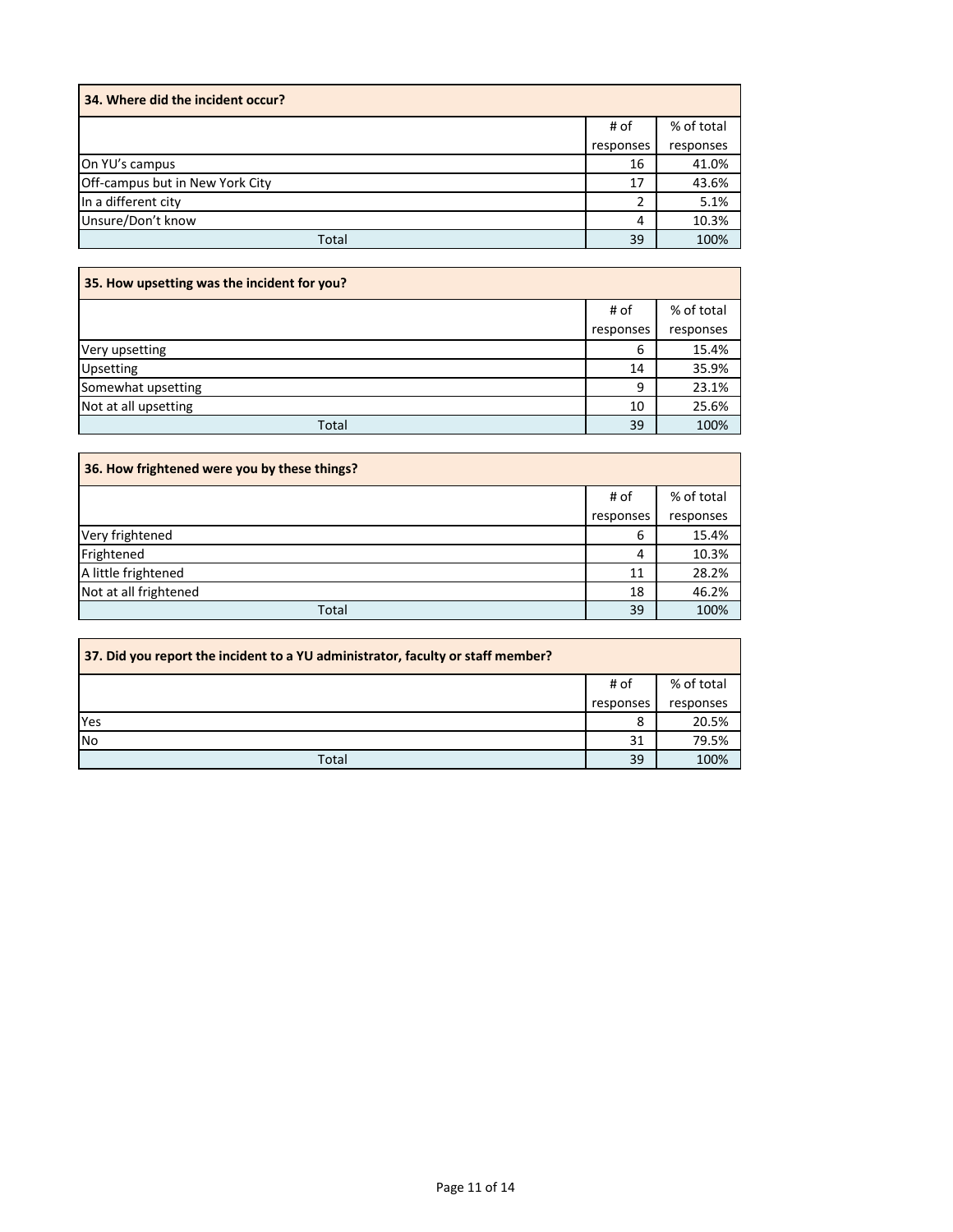| 34. Where did the incident occur? | | |
|---|---|---|
| | # of responses | % of total responses |
| On YU's campus | 16 | 41.0% |
| Off-campus but in New York City | 17 | 43.6% |
| In a different city | 2 | 5.1% |
| Unsure/Don't know | 4 | 10.3% |
| Total | 39 | 100% |

| 35. How upsetting was the incident for you? | | |
|---|---|---|
| | # of responses | % of total responses |
| Very upsetting | 6 | 15.4% |
| Upsetting | 14 | 35.9% |
| Somewhat upsetting | 9 | 23.1% |
| Not at all upsetting | 10 | 25.6% |
| Total | 39 | 100% |

| 36. How frightened were you by these things? | | |
|---|---|---|
| | # of responses | % of total responses |
| Very frightened | 6 | 15.4% |
| Frightened | 4 | 10.3% |
| A little frightened | 11 | 28.2% |
| Not at all frightened | 18 | 46.2% |
| Total | 39 | 100% |

| 37. Did you report the incident to a YU administrator, faculty or staff member? | | |
|---|---|---|
| | # of responses | % of total responses |
| Yes | 8 | 20.5% |
| No | 31 | 79.5% |
| Total | 39 | 100% |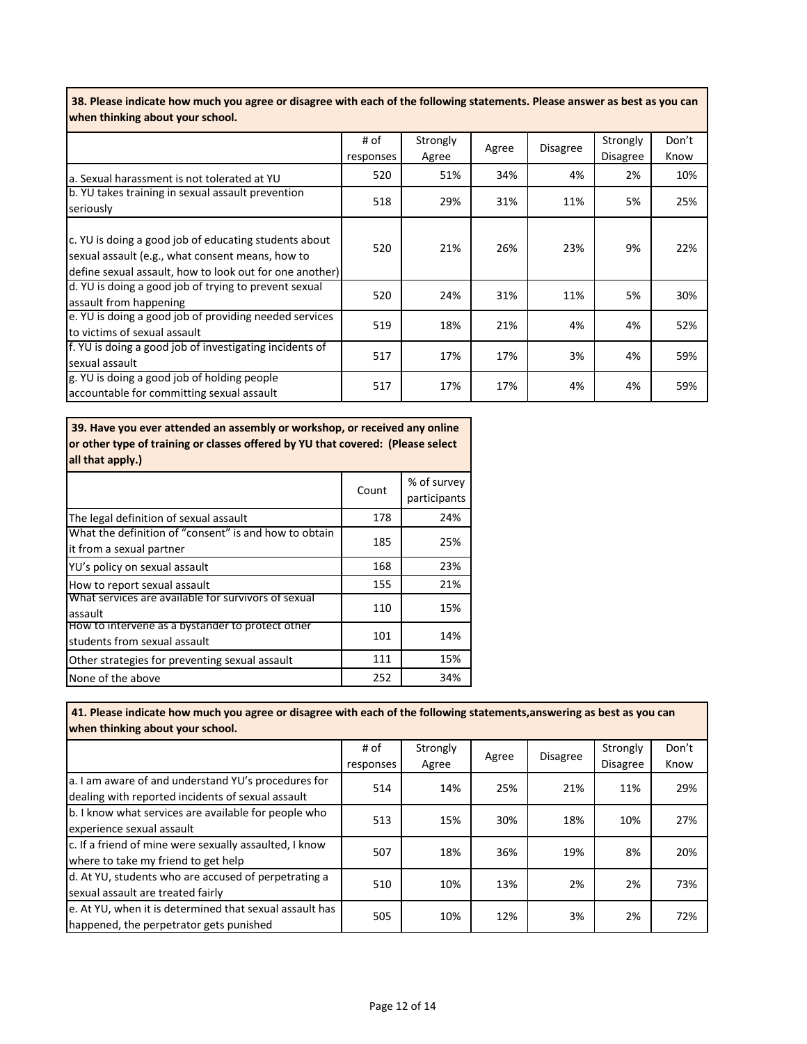**38. Please indicate how much you agree or disagree with each of the following statements. Please answer as best as you can when thinking about your school.**

| | # of responses | Strongly Agree | Agree | Disagree | Strongly Disagree | Don't Know |
|---|---|---|---|---|---|---|
| a. Sexual harassment is not tolerated at YU | 520 | 51% | 34% | 4% | 2% | 10% |
| b. YU takes training in sexual assault prevention seriously | 518 | 29% | 31% | 11% | 5% | 25% |
| c. YU is doing a good job of educating students about sexual assault (e.g., what consent means, how to define sexual assault, how to look out for one another) | 520 | 21% | 26% | 23% | 9% | 22% |
| d. YU is doing a good job of trying to prevent sexual assault from happening | 520 | 24% | 31% | 11% | 5% | 30% |
| e. YU is doing a good job of providing needed services to victims of sexual assault | 519 | 18% | 21% | 4% | 4% | 52% |
| f. YU is doing a good job of investigating incidents of sexual assault | 517 | 17% | 17% | 3% | 4% | 59% |
| g. YU is doing a good job of holding people accountable for committing sexual assault | 517 | 17% | 17% | 4% | 4% | 59% |

**39. Have you ever attended an assembly or workshop, or received any online or other type of training or classes offered by YU that covered: (Please select all that apply.)**

| | Count | % of survey participants |
|---|---|---|
| The legal definition of sexual assault | 178 | 24% |
| What the definition of "consent" is and how to obtain it from a sexual partner | 185 | 25% |
| YU's policy on sexual assault | 168 | 23% |
| How to report sexual assault | 155 | 21% |
| What services are available for survivors of sexual assault | 110 | 15% |
| How to intervene as a bystander to protect other students from sexual assault | 101 | 14% |
| Other strategies for preventing sexual assault | 111 | 15% |
| None of the above | 252 | 34% |

**41. Please indicate how much you agree or disagree with each of the following statements,answering as best as you can when thinking about your school.**

| | # of responses | Strongly Agree | Agree | Disagree | Strongly Disagree | Don't Know |
|---|---|---|---|---|---|---|
| a. I am aware of and understand YU's procedures for dealing with reported incidents of sexual assault | 514 | 14% | 25% | 21% | 11% | 29% |
| b. I know what services are available for people who experience sexual assault | 513 | 15% | 30% | 18% | 10% | 27% |
| c. If a friend of mine were sexually assaulted, I know where to take my friend to get help | 507 | 18% | 36% | 19% | 8% | 20% |
| d. At YU, students who are accused of perpetrating a sexual assault are treated fairly | 510 | 10% | 13% | 2% | 2% | 73% |
| e. At YU, when it is determined that sexual assault has happened, the perpetrator gets punished | 505 | 10% | 12% | 3% | 2% | 72% |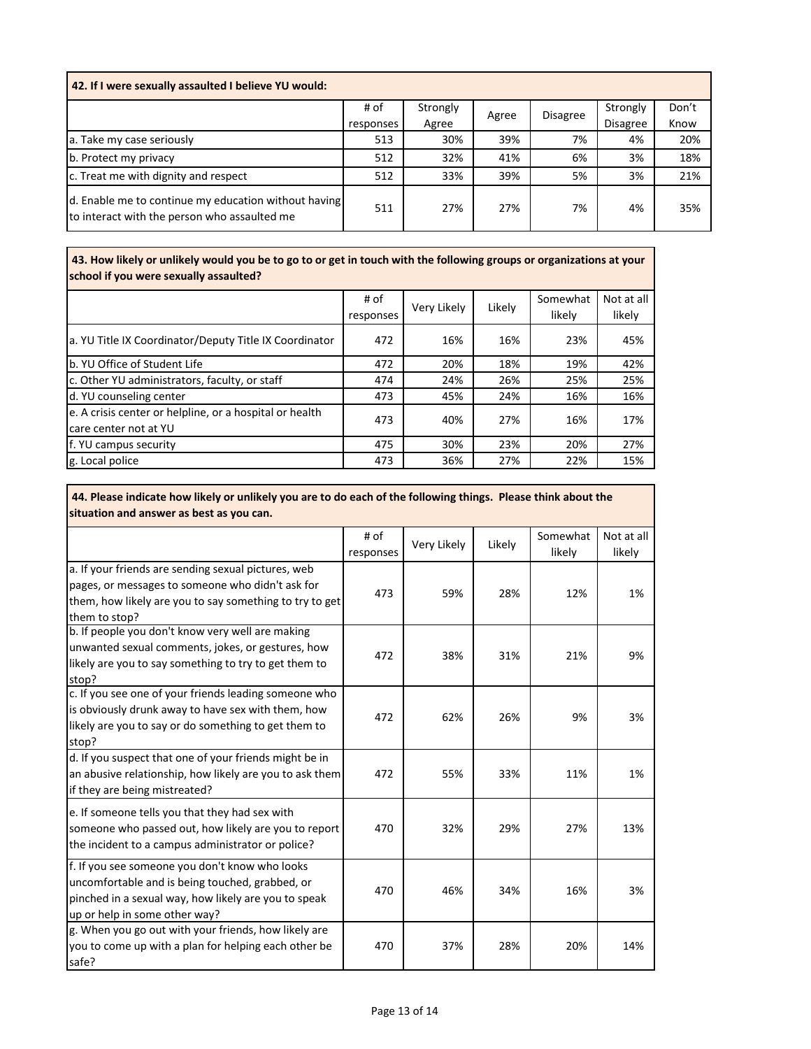**42. If I were sexually assaulted I believe YU would:**

| | # of responses | Strongly Agree | Agree | Disagree | Strongly Disagree | Don't Know |
|---|---|---|---|---|---|---|
| a. Take my case seriously | 513 | 30% | 39% | 7% | 4% | 20% |
| b. Protect my privacy | 512 | 32% | 41% | 6% | 3% | 18% |
| c. Treat me with dignity and respect | 512 | 33% | 39% | 5% | 3% | 21% |
| d. Enable me to continue my education without having to interact with the person who assaulted me | 511 | 27% | 27% | 7% | 4% | 35% |

**43. How likely or unlikely would you be to go to or get in touch with the following groups or organizations at your school if you were sexually assaulted?**

| | # of responses | Very Likely | Likely | Somewhat likely | Not at all likely |
|---|---|---|---|---|---|
| a. YU Title IX Coordinator/Deputy Title IX Coordinator | 472 | 16% | 16% | 23% | 45% |
| b. YU Office of Student Life | 472 | 20% | 18% | 19% | 42% |
| c. Other YU administrators, faculty, or staff | 474 | 24% | 26% | 25% | 25% |
| d. YU counseling center | 473 | 45% | 24% | 16% | 16% |
| e. A crisis center or helpline, or a hospital or health care center not at YU | 473 | 40% | 27% | 16% | 17% |
| f. YU campus security | 475 | 30% | 23% | 20% | 27% |
| g. Local police | 473 | 36% | 27% | 22% | 15% |

**44. Please indicate how likely or unlikely you are to do each of the following things. Please think about the situation and answer as best as you can.**

| | # of responses | Very Likely | Likely | Somewhat likely | Not at all likely |
|---|---|---|---|---|---|
| a. If your friends are sending sexual pictures, web pages, or messages to someone who didn't ask for them, how likely are you to say something to try to get them to stop? | 473 | 59% | 28% | 12% | 1% |
| b. If people you don't know very well are making unwanted sexual comments, jokes, or gestures, how likely are you to say something to try to get them to stop? | 472 | 38% | 31% | 21% | 9% |
| c. If you see one of your friends leading someone who is obviously drunk away to have sex with them, how likely are you to say or do something to get them to stop? | 472 | 62% | 26% | 9% | 3% |
| d. If you suspect that one of your friends might be in an abusive relationship, how likely are you to ask them if they are being mistreated? | 472 | 55% | 33% | 11% | 1% |
| e. If someone tells you that they had sex with someone who passed out, how likely are you to report the incident to a campus administrator or police? | 470 | 32% | 29% | 27% | 13% |
| f. If you see someone you don't know who looks uncomfortable and is being touched, grabbed, or pinched in a sexual way, how likely are you to speak up or help in some other way? | 470 | 46% | 34% | 16% | 3% |
| g. When you go out with your friends, how likely are you to come up with a plan for helping each other be safe? | 470 | 37% | 28% | 20% | 14% |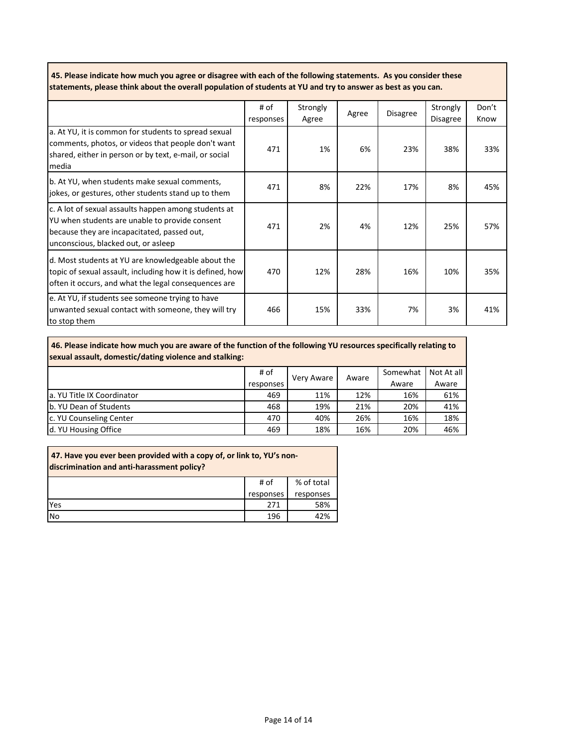**45. Please indicate how much you agree or disagree with each of the following statements. As you consider these statements, please think about the overall population of students at YU and try to answer as best as you can.**

| | # of responses | Strongly Agree | Agree | Disagree | Strongly Disagree | Don't Know |
|---|---|---|---|---|---|---|
| a. At YU, it is common for students to spread sexual comments, photos, or videos that people don't want shared, either in person or by text, e-mail, or social media | 471 | 1% | 6% | 23% | 38% | 33% |
| b. At YU, when students make sexual comments, jokes, or gestures, other students stand up to them | 471 | 8% | 22% | 17% | 8% | 45% |
| c. A lot of sexual assaults happen among students at YU when students are unable to provide consent because they are incapacitated, passed out, unconscious, blacked out, or asleep | 471 | 2% | 4% | 12% | 25% | 57% |
| d. Most students at YU are knowledgeable about the topic of sexual assault, including how it is defined, how often it occurs, and what the legal consequences are | 470 | 12% | 28% | 16% | 10% | 35% |
| e. At YU, if students see someone trying to have unwanted sexual contact with someone, they will try to stop them | 466 | 15% | 33% | 7% | 3% | 41% |

**46. Please indicate how much you are aware of the function of the following YU resources specifically relating to sexual assault, domestic/dating violence and stalking:**

| | # of responses | Very Aware | Aware | Somewhat Aware | Not At all Aware |
|---|---|---|---|---|---|
| a. YU Title IX Coordinator | 469 | 11% | 12% | 16% | 61% |
| b. YU Dean of Students | 468 | 19% | 21% | 20% | 41% |
| c. YU Counseling Center | 470 | 40% | 26% | 16% | 18% |
| d. YU Housing Office | 469 | 18% | 16% | 20% | 46% |

**47. Have you ever been provided with a copy of, or link to, YU's non-discrimination and anti-harassment policy?**

| | # of responses | % of total responses |
|---|---|---|
| Yes | 271 | 58% |
| No | 196 | 42% |